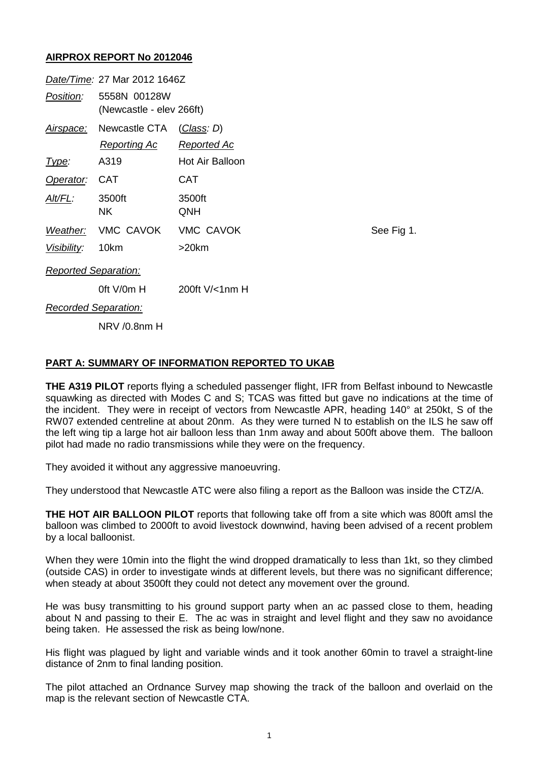## AIRPROX REPORT No 2012046

| | | | |
|---|---|---|---|
| *Date/Time:* | 27 Mar 2012 1646Z | | |
| *Position:* | 5558N 00128W (Newcastle - elev 266ft) | | |
| *Airspace:* | Newcastle CTA | (*Class*: D) | |
| | *Reporting Ac* | *Reported Ac* | |
| *Type:* | A319 | Hot Air Balloon | |
| *Operator:* | CAT | CAT | |
| *Alt/FL:* | 3500ft NK | 3500ft QNH | |
| *Weather:* | VMC CAVOK | VMC CAVOK | See Fig 1. |
| *Visibility:* | 10km | >20km | |
| *Reported Separation:* | | | |
| | 0ft V/0m H | 200ft V/<1nm H | |
| *Recorded Separation:* | | | |
| | NRV /0.8nm H | | |

### PART A: SUMMARY OF INFORMATION REPORTED TO UKAB

**THE A319 PILOT** reports flying a scheduled passenger flight, IFR from Belfast inbound to Newcastle squawking as directed with Modes C and S; TCAS was fitted but gave no indications at the time of the incident. They were in receipt of vectors from Newcastle APR, heading 140° at 250kt, S of the RW07 extended centreline at about 20nm. As they were turned N to establish on the ILS he saw off the left wing tip a large hot air balloon less than 1nm away and about 500ft above them. The balloon pilot had made no radio transmissions while they were on the frequency.

They avoided it without any aggressive manoeuvring.

They understood that Newcastle ATC were also filing a report as the Balloon was inside the CTZ/A.

**THE HOT AIR BALLOON PILOT** reports that following take off from a site which was 800ft amsl the balloon was climbed to 2000ft to avoid livestock downwind, having been advised of a recent problem by a local balloonist.

When they were 10min into the flight the wind dropped dramatically to less than 1kt, so they climbed (outside CAS) in order to investigate winds at different levels, but there was no significant difference; when steady at about 3500ft they could not detect any movement over the ground.

He was busy transmitting to his ground support party when an ac passed close to them, heading about N and passing to their E. The ac was in straight and level flight and they saw no avoidance being taken. He assessed the risk as being low/none.

His flight was plagued by light and variable winds and it took another 60min to travel a straight-line distance of 2nm to final landing position.

The pilot attached an Ordnance Survey map showing the track of the balloon and overlaid on the map is the relevant section of Newcastle CTA.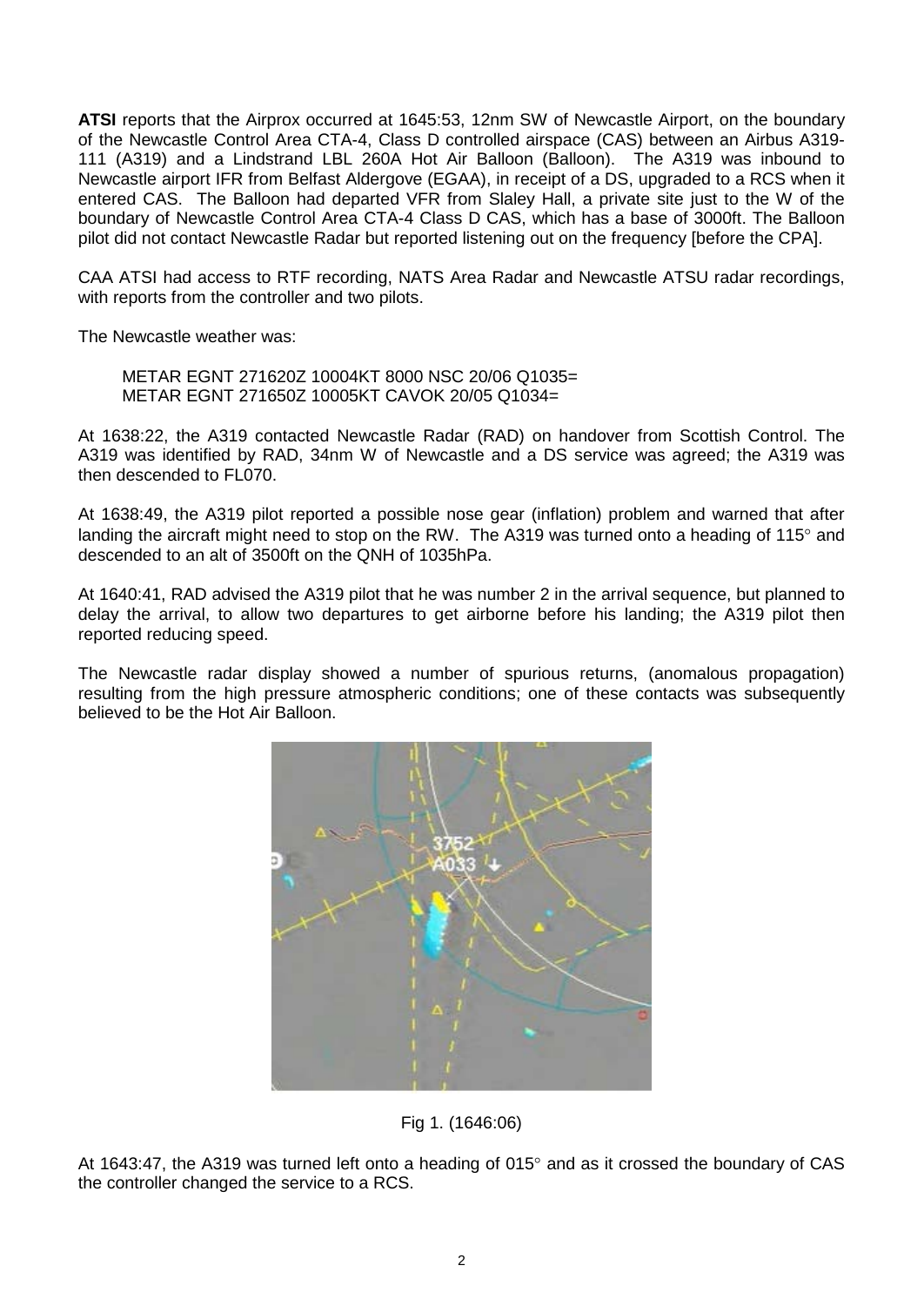**ATSI** reports that the Airprox occurred at 1645:53, 12nm SW of Newcastle Airport, on the boundary of the Newcastle Control Area CTA-4, Class D controlled airspace (CAS) between an Airbus A319-111 (A319) and a Lindstrand LBL 260A Hot Air Balloon (Balloon). The A319 was inbound to Newcastle airport IFR from Belfast Aldergove (EGAA), in receipt of a DS, upgraded to a RCS when it entered CAS. The Balloon had departed VFR from Slaley Hall, a private site just to the W of the boundary of Newcastle Control Area CTA-4 Class D CAS, which has a base of 3000ft. The Balloon pilot did not contact Newcastle Radar but reported listening out on the frequency [before the CPA].

CAA ATSI had access to RTF recording, NATS Area Radar and Newcastle ATSU radar recordings, with reports from the controller and two pilots.

The Newcastle weather was:

METAR EGNT 271620Z 10004KT 8000 NSC 20/06 Q1035=
METAR EGNT 271650Z 10005KT CAVOK 20/05 Q1034=

At 1638:22, the A319 contacted Newcastle Radar (RAD) on handover from Scottish Control. The A319 was identified by RAD, 34nm W of Newcastle and a DS service was agreed; the A319 was then descended to FL070.

At 1638:49, the A319 pilot reported a possible nose gear (inflation) problem and warned that after landing the aircraft might need to stop on the RW. The A319 was turned onto a heading of 115° and descended to an alt of 3500ft on the QNH of 1035hPa.

At 1640:41, RAD advised the A319 pilot that he was number 2 in the arrival sequence, but planned to delay the arrival, to allow two departures to get airborne before his landing; the A319 pilot then reported reducing speed.

The Newcastle radar display showed a number of spurious returns, (anomalous propagation) resulting from the high pressure atmospheric conditions; one of these contacts was subsequently believed to be the Hot Air Balloon.

Fig 1. (1646:06)

At 1643:47, the A319 was turned left onto a heading of 015° and as it crossed the boundary of CAS the controller changed the service to a RCS.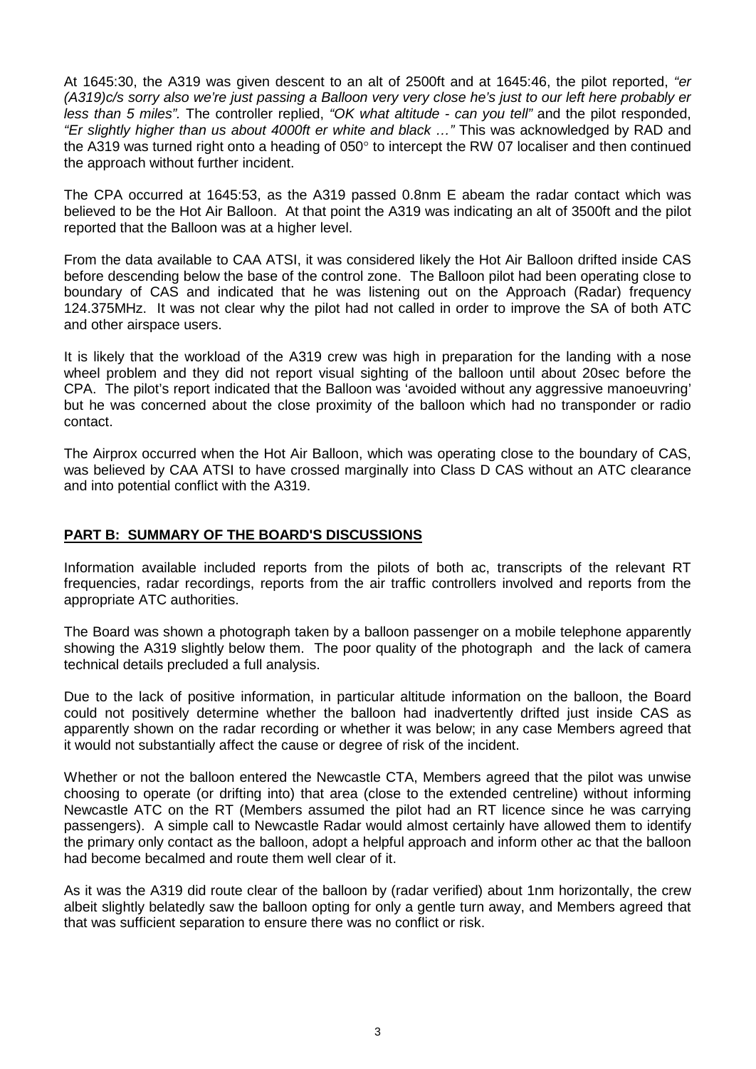At 1645:30, the A319 was given descent to an alt of 2500ft and at 1645:46, the pilot reported, *"er (A319)c/s sorry also we're just passing a Balloon very very close he's just to our left here probably er less than 5 miles".* The controller replied, *"OK what altitude - can you tell"* and the pilot responded, *"Er slightly higher than us about 4000ft er white and black …"* This was acknowledged by RAD and the A319 was turned right onto a heading of 050° to intercept the RW 07 localiser and then continued the approach without further incident.

The CPA occurred at 1645:53, as the A319 passed 0.8nm E abeam the radar contact which was believed to be the Hot Air Balloon. At that point the A319 was indicating an alt of 3500ft and the pilot reported that the Balloon was at a higher level.

From the data available to CAA ATSI, it was considered likely the Hot Air Balloon drifted inside CAS before descending below the base of the control zone. The Balloon pilot had been operating close to boundary of CAS and indicated that he was listening out on the Approach (Radar) frequency 124.375MHz. It was not clear why the pilot had not called in order to improve the SA of both ATC and other airspace users.

It is likely that the workload of the A319 crew was high in preparation for the landing with a nose wheel problem and they did not report visual sighting of the balloon until about 20sec before the CPA. The pilot's report indicated that the Balloon was 'avoided without any aggressive manoeuvring' but he was concerned about the close proximity of the balloon which had no transponder or radio contact.

The Airprox occurred when the Hot Air Balloon, which was operating close to the boundary of CAS, was believed by CAA ATSI to have crossed marginally into Class D CAS without an ATC clearance and into potential conflict with the A319.

## PART B: SUMMARY OF THE BOARD'S DISCUSSIONS

Information available included reports from the pilots of both ac, transcripts of the relevant RT frequencies, radar recordings, reports from the air traffic controllers involved and reports from the appropriate ATC authorities.

The Board was shown a photograph taken by a balloon passenger on a mobile telephone apparently showing the A319 slightly below them. The poor quality of the photograph and the lack of camera technical details precluded a full analysis.

Due to the lack of positive information, in particular altitude information on the balloon, the Board could not positively determine whether the balloon had inadvertently drifted just inside CAS as apparently shown on the radar recording or whether it was below; in any case Members agreed that it would not substantially affect the cause or degree of risk of the incident.

Whether or not the balloon entered the Newcastle CTA, Members agreed that the pilot was unwise choosing to operate (or drifting into) that area (close to the extended centreline) without informing Newcastle ATC on the RT (Members assumed the pilot had an RT licence since he was carrying passengers). A simple call to Newcastle Radar would almost certainly have allowed them to identify the primary only contact as the balloon, adopt a helpful approach and inform other ac that the balloon had become becalmed and route them well clear of it.

As it was the A319 did route clear of the balloon by (radar verified) about 1nm horizontally, the crew albeit slightly belatedly saw the balloon opting for only a gentle turn away, and Members agreed that that was sufficient separation to ensure there was no conflict or risk.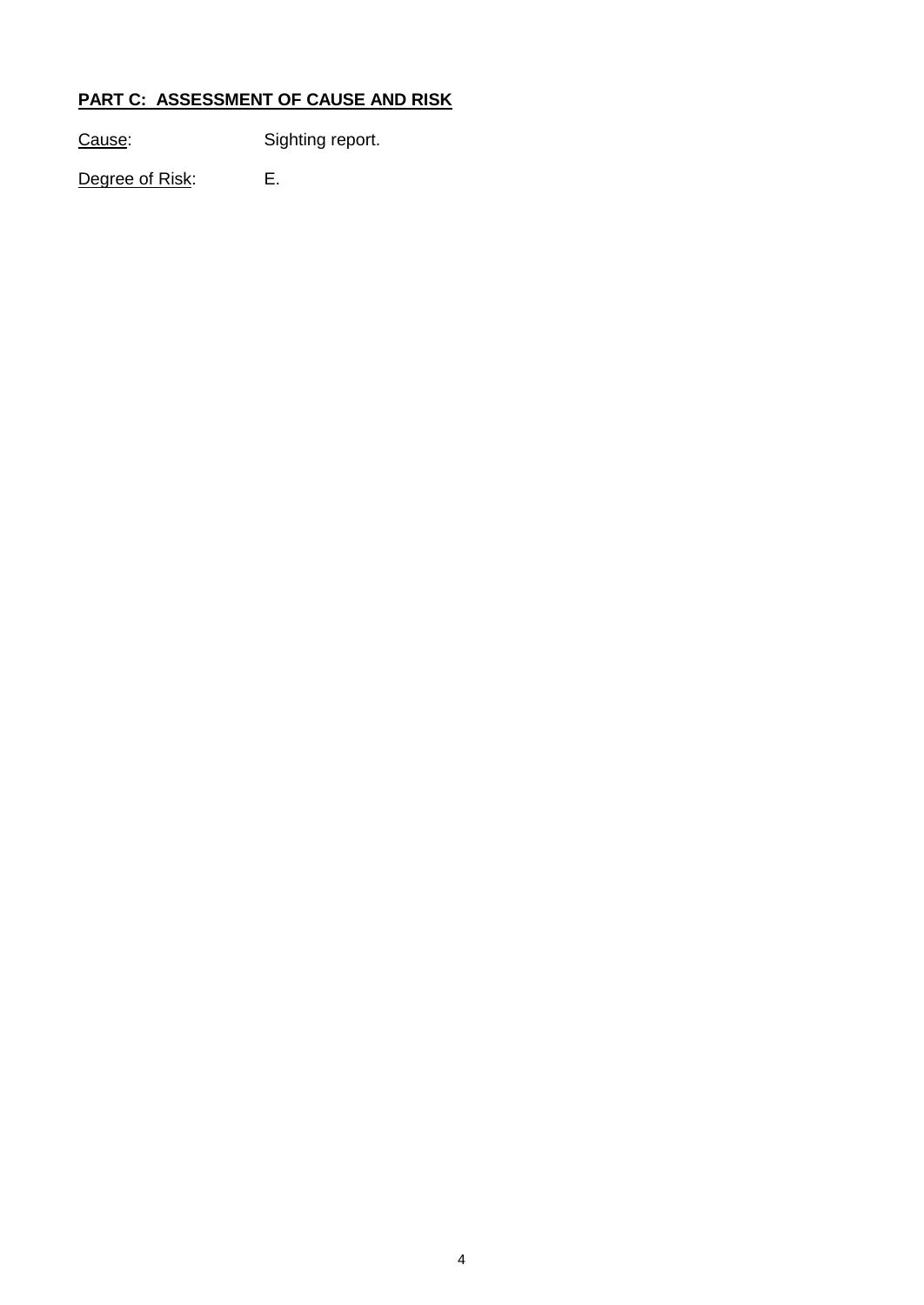**PART C: ASSESSMENT OF CAUSE AND RISK**

Cause: Sighting report.

Degree of Risk: E.